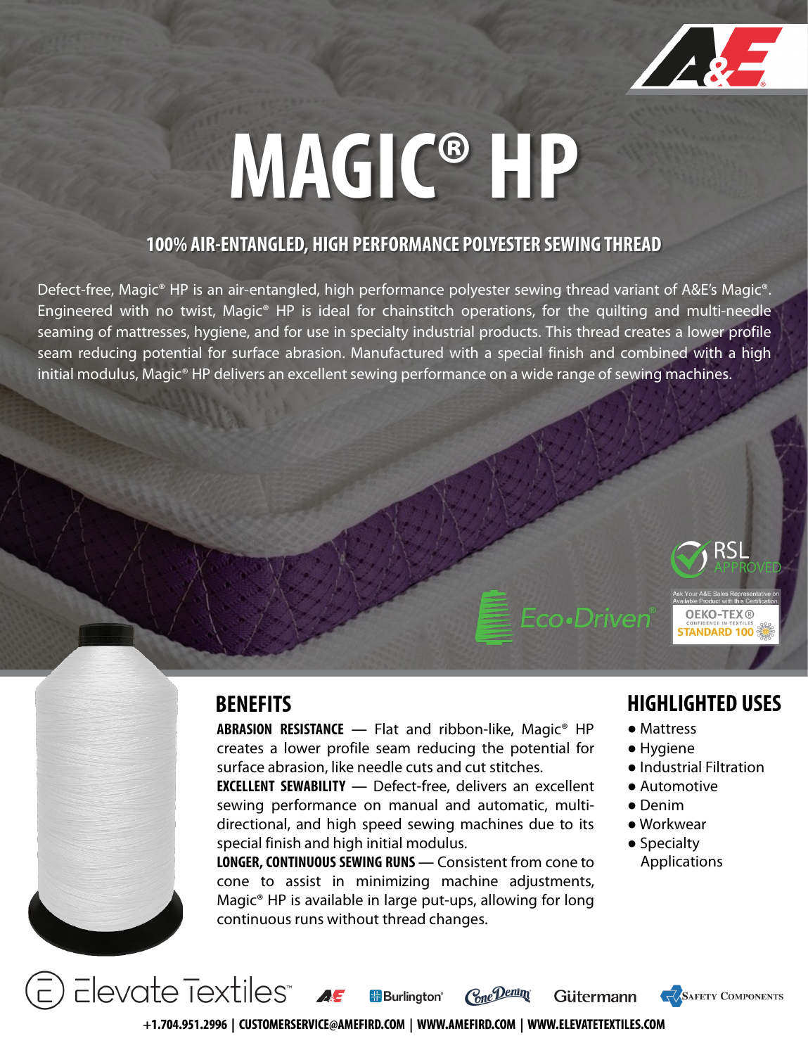# MAGIC® HP

## 100% AIR-ENTANGLED, HIGH PERFORMANCE POLYESTER SEWING THREAD

Defect-free, Magic® HP is an air-entangled, high performance polyester sewing thread variant of A&E's Magic®. Engineered with no twist, Magic® HP is ideal for chainstitch operations, for the quilting and multi-needle seaming of mattresses, hygiene, and for use in specialty industrial products. This thread creates a lower profile seam reducing potential for surface abrasion. Manufactured with a special finish and combined with a high initial modulus, Magic® HP delivers an excellent sewing performance on a wide range of sewing machines.

Eco•Driven®

RSL APPROVED

Ask Your A&E Sales Representative on Available Product with this Certification.

OEKO-TEX® CONFIDENCE IN TEXTILES STANDARD 100

## BENEFITS

**ABRASION RESISTANCE** — Flat and ribbon-like, Magic® HP creates a lower profile seam reducing the potential for surface abrasion, like needle cuts and cut stitches.

**EXCELLENT SEWABILITY** — Defect-free, delivers an excellent sewing performance on manual and automatic, multi-directional, and high speed sewing machines due to its special finish and high initial modulus.

**LONGER, CONTINUOUS SEWING RUNS** — Consistent from cone to cone to assist in minimizing machine adjustments, Magic® HP is available in large put-ups, allowing for long continuous runs without thread changes.

## HIGHLIGHTED USES

- Mattress
- Hygiene
- Industrial Filtration
- Automotive
- Denim
- Workwear
- Specialty Applications

Elevate Textiles™ | A&E | Burlington® | Cone Denim | Gütermann | Safety Components

+1.704.951.2996 | CUSTOMERSERVICE@AMEFIRD.COM | WWW.AMEFIRD.COM | WWW.ELEVATETEXTILES.COM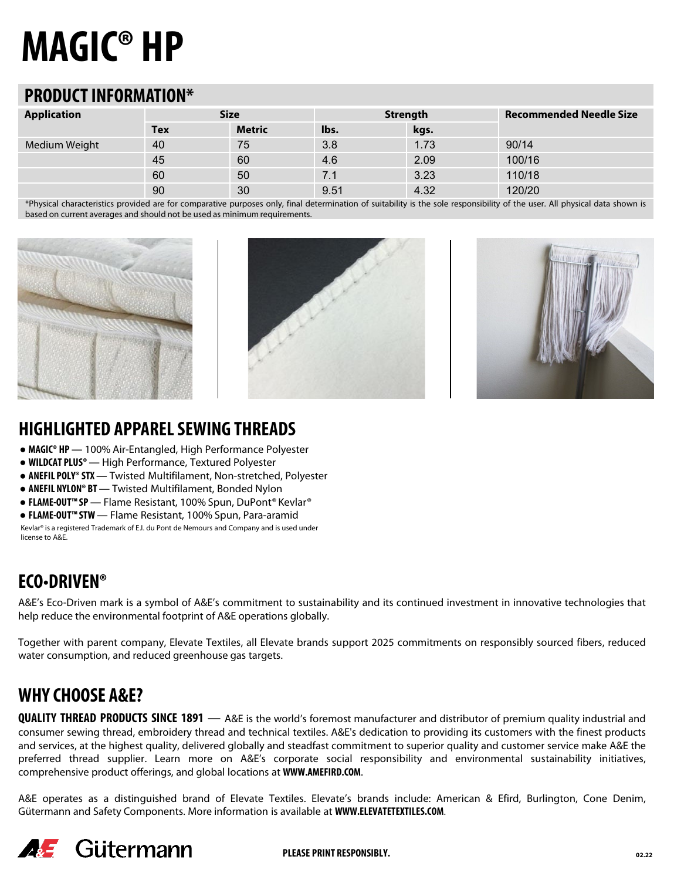# MAGIC® HP

## PRODUCT INFORMATION*

| Application | Size | | Strength | | Recommended Needle Size |
|---|---|---|---|---|---|
| | Tex | Metric | lbs. | kgs. | |
| Medium Weight | 40 | 75 | 3.8 | 1.73 | 90/14 |
| | 45 | 60 | 4.6 | 2.09 | 100/16 |
| | 60 | 50 | 7.1 | 3.23 | 110/18 |
| | 90 | 30 | 9.51 | 4.32 | 120/20 |

*Physical characteristics provided are for comparative purposes only, final determination of suitability is the sole responsibility of the user. All physical data shown is based on current averages and should not be used as minimum requirements.

## HIGHLIGHTED APPAREL SEWING THREADS

- **MAGIC® HP** — 100% Air-Entangled, High Performance Polyester
- **WILDCAT PLUS®** — High Performance, Textured Polyester
- **ANEFIL POLY® STX** — Twisted Multifilament, Non-stretched, Polyester
- **ANEFIL NYLON® BT** — Twisted Multifilament, Bonded Nylon
- **FLAME-OUT™ SP** — Flame Resistant, 100% Spun, DuPont® Kevlar®
- **FLAME-OUT™ STW** — Flame Resistant, 100% Spun, Para-aramid

Kevlar® is a registered Trademark of E.I. du Pont de Nemours and Company and is used under license to A&E.

## ECO•DRIVEN®

A&E's Eco-Driven mark is a symbol of A&E's commitment to sustainability and its continued investment in innovative technologies that help reduce the environmental footprint of A&E operations globally.

Together with parent company, Elevate Textiles, all Elevate brands support 2025 commitments on responsibly sourced fibers, reduced water consumption, and reduced greenhouse gas targets.

## WHY CHOOSE A&E?

**QUALITY THREAD PRODUCTS SINCE 1891** — A&E is the world's foremost manufacturer and distributor of premium quality industrial and consumer sewing thread, embroidery thread and technical textiles. A&E's dedication to providing its customers with the finest products and services, at the highest quality, delivered globally and steadfast commitment to superior quality and customer service make A&E the preferred thread supplier. Learn more on A&E's corporate social responsibility and environmental sustainability initiatives, comprehensive product offerings, and global locations at **WWW.AMEFIRD.COM**.

A&E operates as a distinguished brand of Elevate Textiles. Elevate's brands include: American & Efird, Burlington, Cone Denim, Gütermann and Safety Components. More information is available at **WWW.ELEVATETEXTILES.COM**.

Gütermann

**PLEASE PRINT RESPONSIBLY.**

02.22